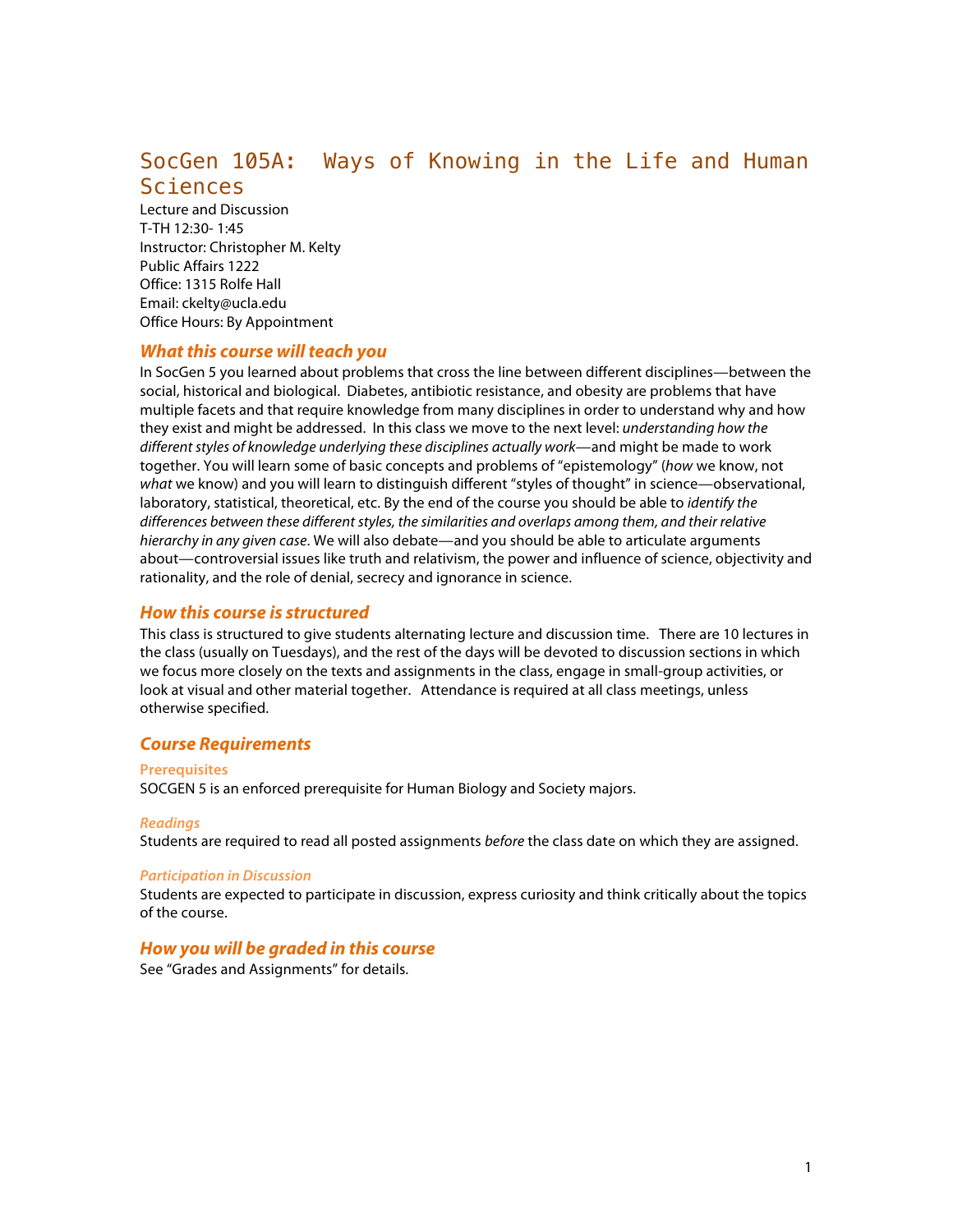# SocGen 105A: Ways of Knowing in the Life and Human Sciences

Lecture and Discussion
T-TH 12:30- 1:45
Instructor: Christopher M. Kelty
Public Affairs 1222
Office: 1315 Rolfe Hall
Email: ckelty@ucla.edu
Office Hours: By Appointment

## *What this course will teach you*

In SocGen 5 you learned about problems that cross the line between different disciplines—between the social, historical and biological. Diabetes, antibiotic resistance, and obesity are problems that have multiple facets and that require knowledge from many disciplines in order to understand why and how they exist and might be addressed. In this class we move to the next level: *understanding how the different styles of knowledge underlying these disciplines actually work*—and might be made to work together. You will learn some of basic concepts and problems of "epistemology" (*how* we know, not *what* we know) and you will learn to distinguish different "styles of thought" in science—observational, laboratory, statistical, theoretical, etc. By the end of the course you should be able to *identify the differences between these different styles, the similarities and overlaps among them, and their relative hierarchy in any given case*. We will also debate—and you should be able to articulate arguments about—controversial issues like truth and relativism, the power and influence of science, objectivity and rationality, and the role of denial, secrecy and ignorance in science.

## *How this course is structured*

This class is structured to give students alternating lecture and discussion time. There are 10 lectures in the class (usually on Tuesdays), and the rest of the days will be devoted to discussion sections in which we focus more closely on the texts and assignments in the class, engage in small-group activities, or look at visual and other material together. Attendance is required at all class meetings, unless otherwise specified.

## *Course Requirements*

### Prerequisites

SOCGEN 5 is an enforced prerequisite for Human Biology and Society majors.

### *Readings*

Students are required to read all posted assignments *before* the class date on which they are assigned.

### *Participation in Discussion*

Students are expected to participate in discussion, express curiosity and think critically about the topics of the course.

## *How you will be graded in this course*

See "Grades and Assignments" for details.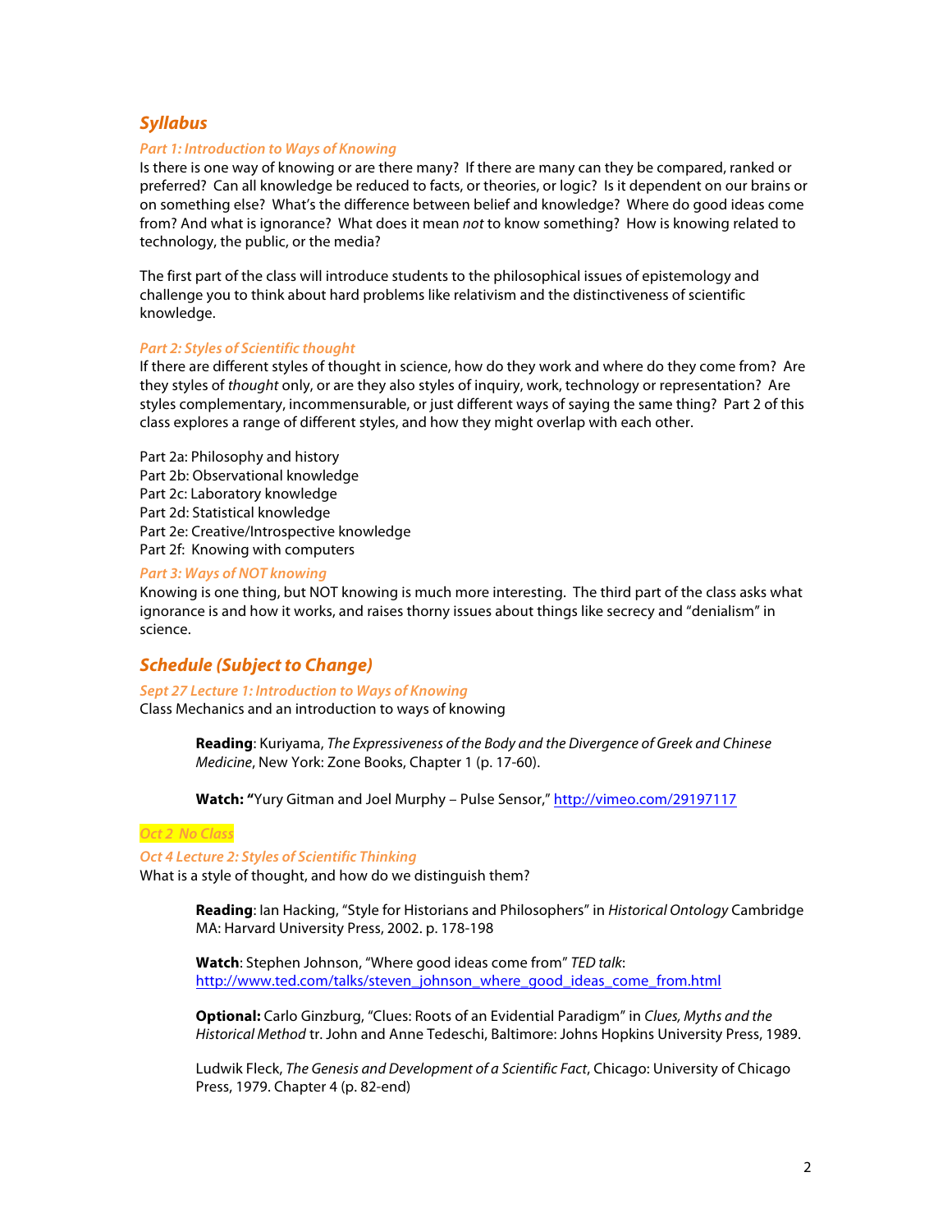## *Syllabus*

### *Part 1: Introduction to Ways of Knowing*

Is there is one way of knowing or are there many? If there are many can they be compared, ranked or preferred? Can all knowledge be reduced to facts, or theories, or logic? Is it dependent on our brains or on something else? What's the difference between belief and knowledge? Where do good ideas come from? And what is ignorance? What does it mean *not* to know something? How is knowing related to technology, the public, or the media?

The first part of the class will introduce students to the philosophical issues of epistemology and challenge you to think about hard problems like relativism and the distinctiveness of scientific knowledge.

### *Part 2: Styles of Scientific thought*

If there are different styles of thought in science, how do they work and where do they come from? Are they styles of *thought* only, or are they also styles of inquiry, work, technology or representation? Are styles complementary, incommensurable, or just different ways of saying the same thing? Part 2 of this class explores a range of different styles, and how they might overlap with each other.

Part 2a: Philosophy and history
Part 2b: Observational knowledge
Part 2c: Laboratory knowledge
Part 2d: Statistical knowledge
Part 2e: Creative/Introspective knowledge
Part 2f: Knowing with computers

### *Part 3: Ways of NOT knowing*

Knowing is one thing, but NOT knowing is much more interesting. The third part of the class asks what ignorance is and how it works, and raises thorny issues about things like secrecy and "denialism" in science.

## *Schedule (Subject to Change)*

### *Sept 27 Lecture 1: Introduction to Ways of Knowing*

Class Mechanics and an introduction to ways of knowing

> **Reading**: Kuriyama, *The Expressiveness of the Body and the Divergence of Greek and Chinese Medicine*, New York: Zone Books, Chapter 1 (p. 17-60).
>
> **Watch: "**Yury Gitman and Joel Murphy – Pulse Sensor," http://vimeo.com/29197117

### *Oct 2 No Class*

### *Oct 4 Lecture 2: Styles of Scientific Thinking*

What is a style of thought, and how do we distinguish them?

> **Reading**: Ian Hacking, "Style for Historians and Philosophers" in *Historical Ontology* Cambridge MA: Harvard University Press, 2002. p. 178-198
>
> **Watch**: Stephen Johnson, "Where good ideas come from" *TED talk*: http://www.ted.com/talks/steven_johnson_where_good_ideas_come_from.html
>
> **Optional:** Carlo Ginzburg, "Clues: Roots of an Evidential Paradigm" in *Clues, Myths and the Historical Method* tr. John and Anne Tedeschi, Baltimore: Johns Hopkins University Press, 1989.
>
> Ludwik Fleck, *The Genesis and Development of a Scientific Fact*, Chicago: University of Chicago Press, 1979. Chapter 4 (p. 82-end)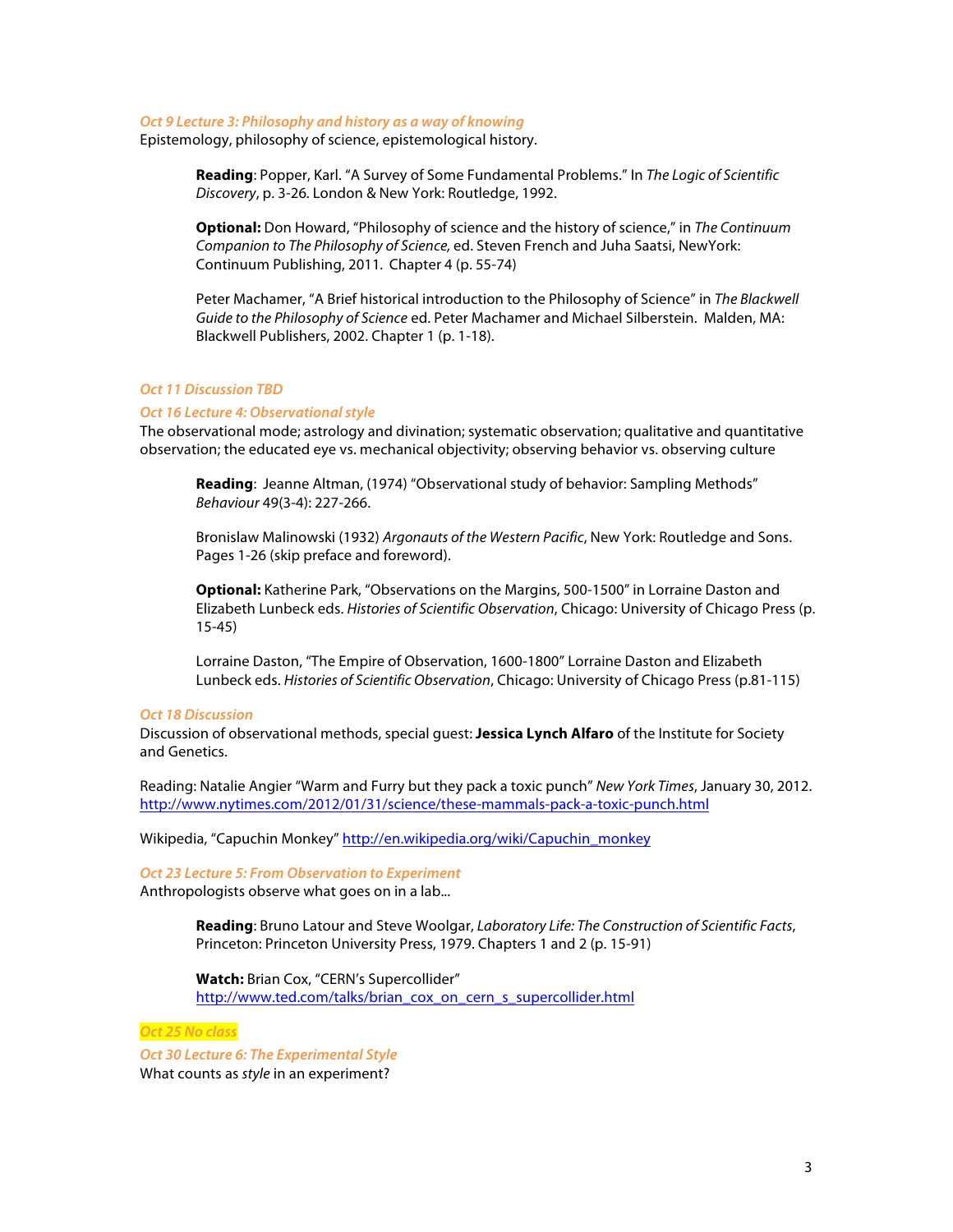### *Oct 9 Lecture 3: Philosophy and history as a way of knowing*

Epistemology, philosophy of science, epistemological history.

> **Reading**: Popper, Karl. "A Survey of Some Fundamental Problems." In *The Logic of Scientific Discovery*, p. 3-26. London & New York: Routledge, 1992.
>
> **Optional:** Don Howard, "Philosophy of science and the history of science," in *The Continuum Companion to The Philosophy of Science,* ed. Steven French and Juha Saatsi, NewYork: Continuum Publishing, 2011. Chapter 4 (p. 55-74)
>
> Peter Machamer, "A Brief historical introduction to the Philosophy of Science" in *The Blackwell Guide to the Philosophy of Science* ed. Peter Machamer and Michael Silberstein. Malden, MA: Blackwell Publishers, 2002. Chapter 1 (p. 1-18).

### *Oct 11 Discussion TBD*

### *Oct 16 Lecture 4: Observational style*

The observational mode; astrology and divination; systematic observation; qualitative and quantitative observation; the educated eye vs. mechanical objectivity; observing behavior vs. observing culture

> **Reading**: Jeanne Altman, (1974) "Observational study of behavior: Sampling Methods" *Behaviour* 49(3-4): 227-266.
>
> Bronislaw Malinowski (1932) *Argonauts of the Western Pacific*, New York: Routledge and Sons. Pages 1-26 (skip preface and foreword).
>
> **Optional:** Katherine Park, "Observations on the Margins, 500-1500" in Lorraine Daston and Elizabeth Lunbeck eds. *Histories of Scientific Observation*, Chicago: University of Chicago Press (p. 15-45)
>
> Lorraine Daston, "The Empire of Observation, 1600-1800" Lorraine Daston and Elizabeth Lunbeck eds. *Histories of Scientific Observation*, Chicago: University of Chicago Press (p.81-115)

### *Oct 18 Discussion*

Discussion of observational methods, special guest: **Jessica Lynch Alfaro** of the Institute for Society and Genetics.

Reading: Natalie Angier "Warm and Furry but they pack a toxic punch" *New York Times*, January 30, 2012. http://www.nytimes.com/2012/01/31/science/these-mammals-pack-a-toxic-punch.html

Wikipedia, "Capuchin Monkey" http://en.wikipedia.org/wiki/Capuchin_monkey

### *Oct 23 Lecture 5: From Observation to Experiment*

Anthropologists observe what goes on in a lab...

> **Reading**: Bruno Latour and Steve Woolgar, *Laboratory Life: The Construction of Scientific Facts*, Princeton: Princeton University Press, 1979. Chapters 1 and 2 (p. 15-91)
>
> **Watch:** Brian Cox, "CERN's Supercollider" http://www.ted.com/talks/brian_cox_on_cern_s_supercollider.html

### *Oct 25 No class*

### *Oct 30 Lecture 6: The Experimental Style*

What counts as *style* in an experiment?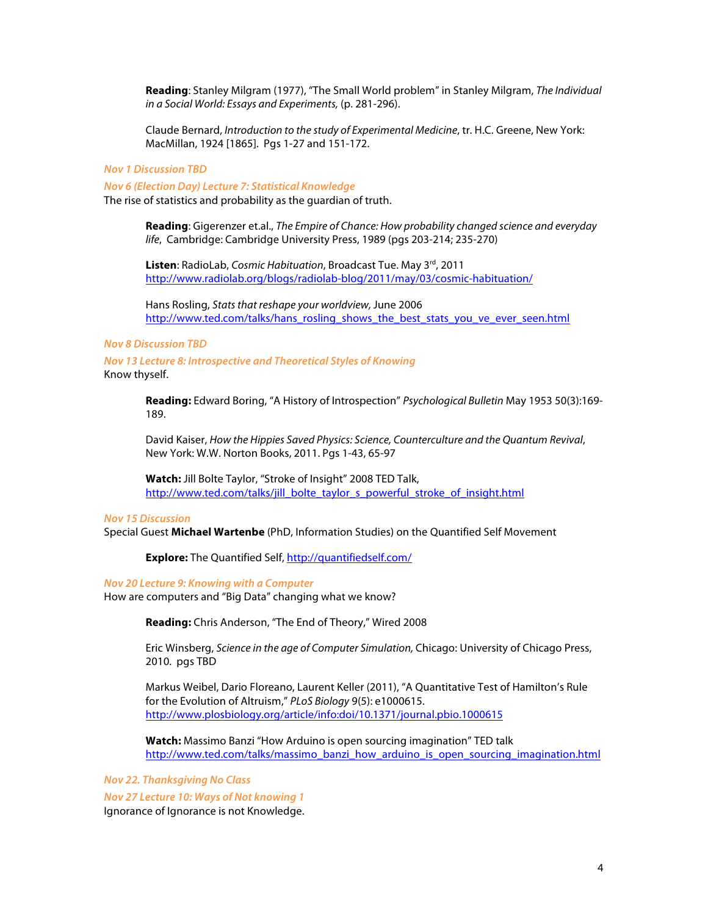**Reading**: Stanley Milgram (1977), "The Small World problem" in Stanley Milgram, *The Individual in a Social World: Essays and Experiments,* (p. 281-296).

Claude Bernard, *Introduction to the study of Experimental Medicine*, tr. H.C. Greene, New York: MacMillan, 1924 [1865]. Pgs 1-27 and 151-172.

### *Nov 1 Discussion TBD*

### *Nov 6 (Election Day) Lecture 7: Statistical Knowledge*

The rise of statistics and probability as the guardian of truth.

**Reading**: Gigerenzer et.al., *The Empire of Chance: How probability changed science and everyday life*, Cambridge: Cambridge University Press, 1989 (pgs 203-214; 235-270)

**Listen**: RadioLab, *Cosmic Habituation*, Broadcast Tue. May 3rd, 2011
http://www.radiolab.org/blogs/radiolab-blog/2011/may/03/cosmic-habituation/

Hans Rosling, *Stats that reshape your worldview,* June 2006
http://www.ted.com/talks/hans_rosling_shows_the_best_stats_you_ve_ever_seen.html

### *Nov 8 Discussion TBD*

### *Nov 13 Lecture 8: Introspective and Theoretical Styles of Knowing*

Know thyself.

**Reading:** Edward Boring, "A History of Introspection" *Psychological Bulletin* May 1953 50(3):169-189.

David Kaiser, *How the Hippies Saved Physics: Science, Counterculture and the Quantum Revival*, New York: W.W. Norton Books, 2011. Pgs 1-43, 65-97

**Watch:** Jill Bolte Taylor, "Stroke of Insight" 2008 TED Talk,
http://www.ted.com/talks/jill_bolte_taylor_s_powerful_stroke_of_insight.html

### *Nov 15 Discussion*

Special Guest **Michael Wartenbe** (PhD, Information Studies) on the Quantified Self Movement

**Explore:** The Quantified Self, http://quantifiedself.com/

### *Nov 20 Lecture 9: Knowing with a Computer*

How are computers and "Big Data" changing what we know?

**Reading:** Chris Anderson, "The End of Theory," Wired 2008

Eric Winsberg, *Science in the age of Computer Simulation,* Chicago: University of Chicago Press, 2010. pgs TBD

Markus Weibel, Dario Floreano, Laurent Keller (2011), "A Quantitative Test of Hamilton's Rule for the Evolution of Altruism," *PLoS Biology* 9(5): e1000615.
http://www.plosbiology.org/article/info:doi/10.1371/journal.pbio.1000615

**Watch:** Massimo Banzi "How Arduino is open sourcing imagination" TED talk
http://www.ted.com/talks/massimo_banzi_how_arduino_is_open_sourcing_imagination.html

### *Nov 22. Thanksgiving No Class*

### *Nov 27 Lecture 10: Ways of Not knowing 1*

Ignorance of Ignorance is not Knowledge.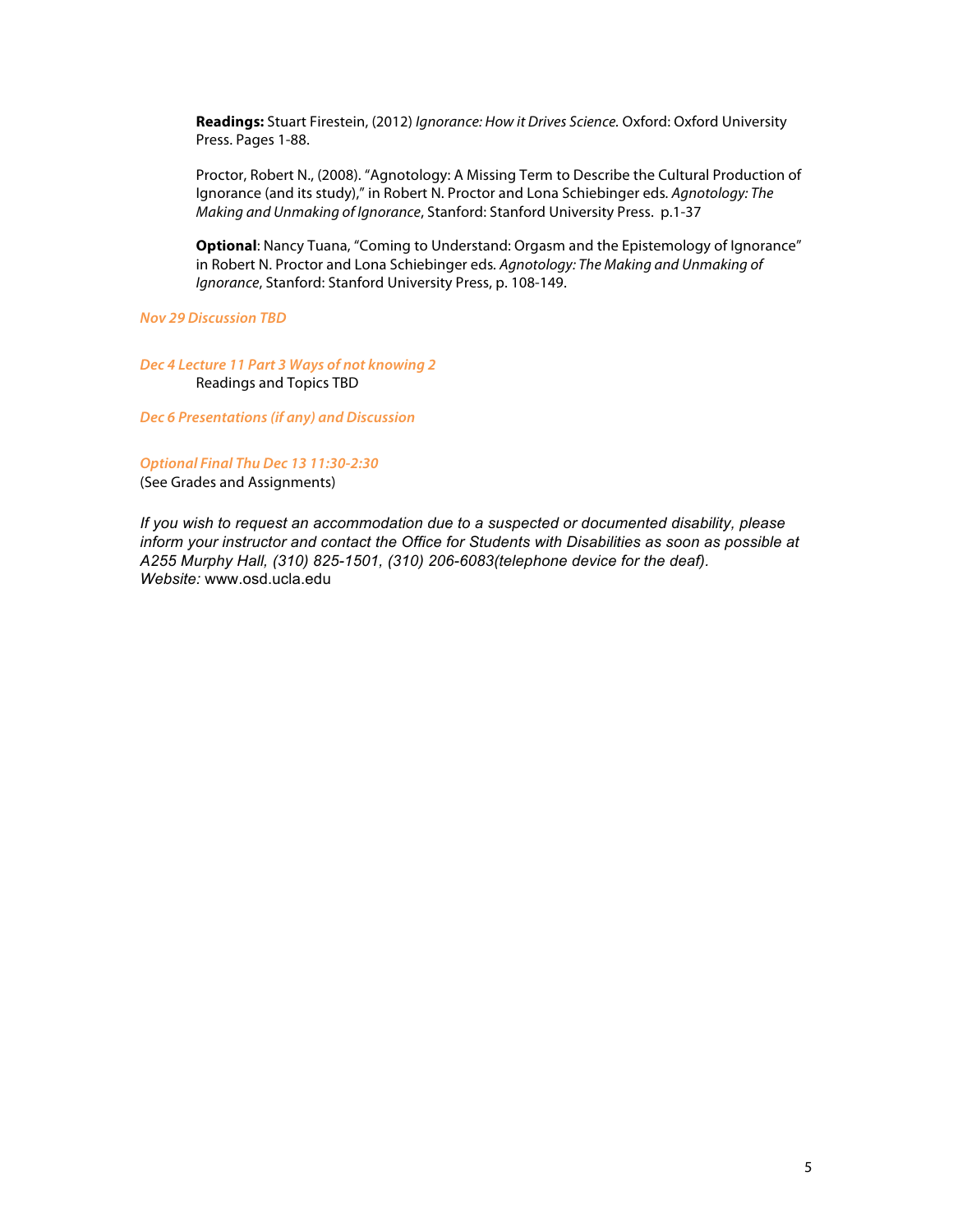**Readings:** Stuart Firestein, (2012) *Ignorance: How it Drives Science.* Oxford: Oxford University Press. Pages 1-88.

Proctor, Robert N., (2008). "Agnotology: A Missing Term to Describe the Cultural Production of Ignorance (and its study)," in Robert N. Proctor and Lona Schiebinger eds*. Agnotology: The Making and Unmaking of Ignorance*, Stanford: Stanford University Press. p.1-37

**Optional**: Nancy Tuana, "Coming to Understand: Orgasm and the Epistemology of Ignorance" in Robert N. Proctor and Lona Schiebinger eds*. Agnotology: The Making and Unmaking of Ignorance*, Stanford: Stanford University Press, p. 108-149.

***Nov 29 Discussion TBD***

***Dec 4 Lecture 11 Part 3 Ways of not knowing 2***

Readings and Topics TBD

***Dec 6 Presentations (if any) and Discussion***

***Optional Final Thu Dec 13 11:30-2:30***

(See Grades and Assignments)

*If you wish to request an accommodation due to a suspected or documented disability, please inform your instructor and contact the Office for Students with Disabilities as soon as possible at A255 Murphy Hall, (310) 825-1501, (310) 206-6083(telephone device for the deaf).*
*Website:* www.osd.ucla.edu